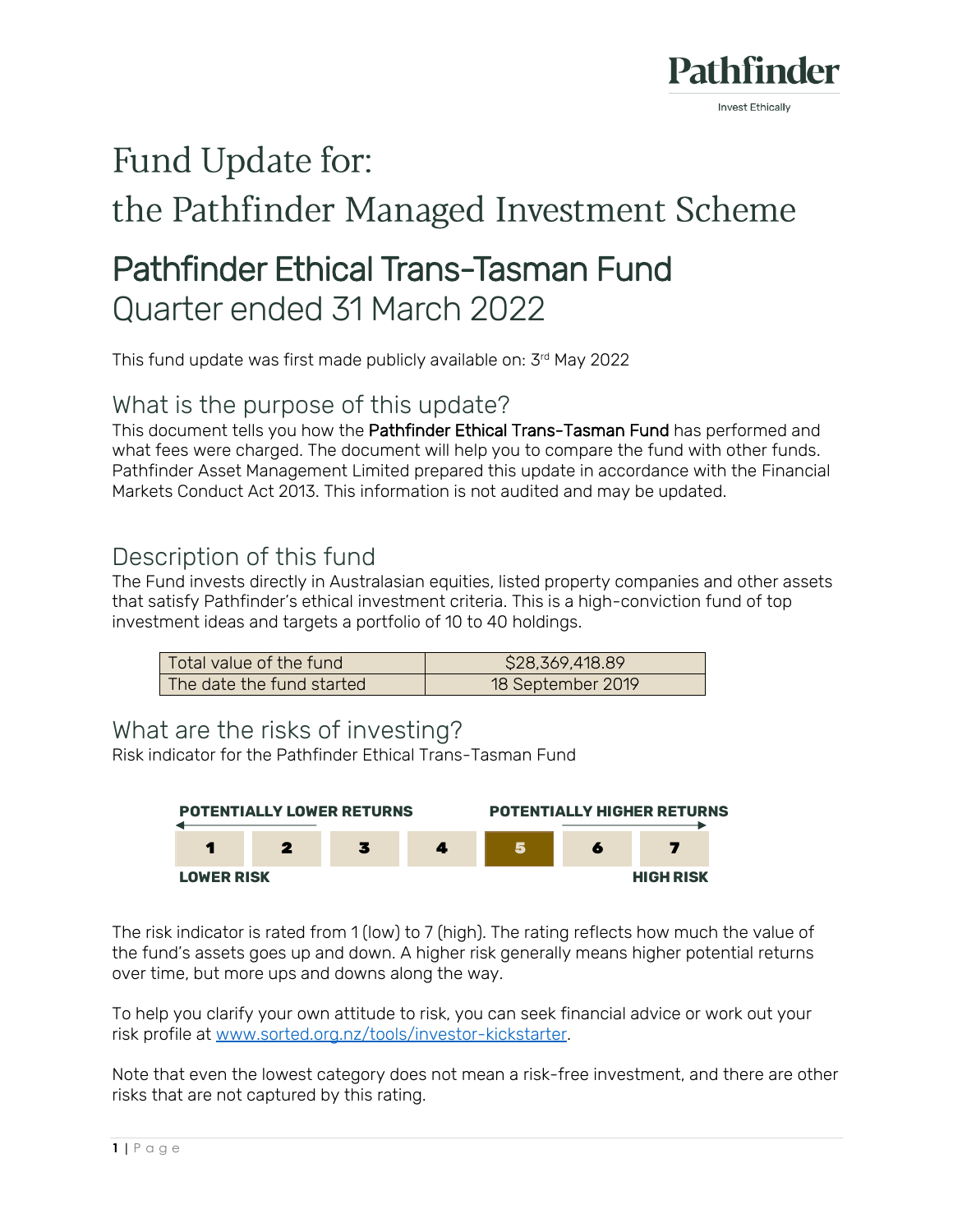Pathfinder

Invest Ethically

# Fund Update for:
# the Pathfinder Managed Investment Scheme

## Pathfinder Ethical Trans-Tasman Fund
Quarter ended 31 March 2022

This fund update was first made publicly available on: 3rd May 2022

## What is the purpose of this update?

This document tells you how the **Pathfinder Ethical Trans-Tasman Fund** has performed and what fees were charged. The document will help you to compare the fund with other funds. Pathfinder Asset Management Limited prepared this update in accordance with the Financial Markets Conduct Act 2013. This information is not audited and may be updated.

## Description of this fund

The Fund invests directly in Australasian equities, listed property companies and other assets that satisfy Pathfinder's ethical investment criteria. This is a high-conviction fund of top investment ideas and targets a portfolio of 10 to 40 holdings.

| | |
|---|---|
| Total value of the fund | $28,369,418.89 |
| The date the fund started | 18 September 2019 |

## What are the risks of investing?

Risk indicator for the Pathfinder Ethical Trans-Tasman Fund

**POTENTIALLY LOWER RETURNS** ← → **POTENTIALLY HIGHER RETURNS**

| 1 | 2 | 3 | 4 | **5** | 6 | 7 |
|---|---|---|---|---|---|---|

**LOWER RISK** — **HIGH RISK**

The risk indicator is rated from 1 (low) to 7 (high). The rating reflects how much the value of the fund's assets goes up and down. A higher risk generally means higher potential returns over time, but more ups and downs along the way.

To help you clarify your own attitude to risk, you can seek financial advice or work out your risk profile at www.sorted.org.nz/tools/investor-kickstarter.

Note that even the lowest category does not mean a risk-free investment, and there are other risks that are not captured by this rating.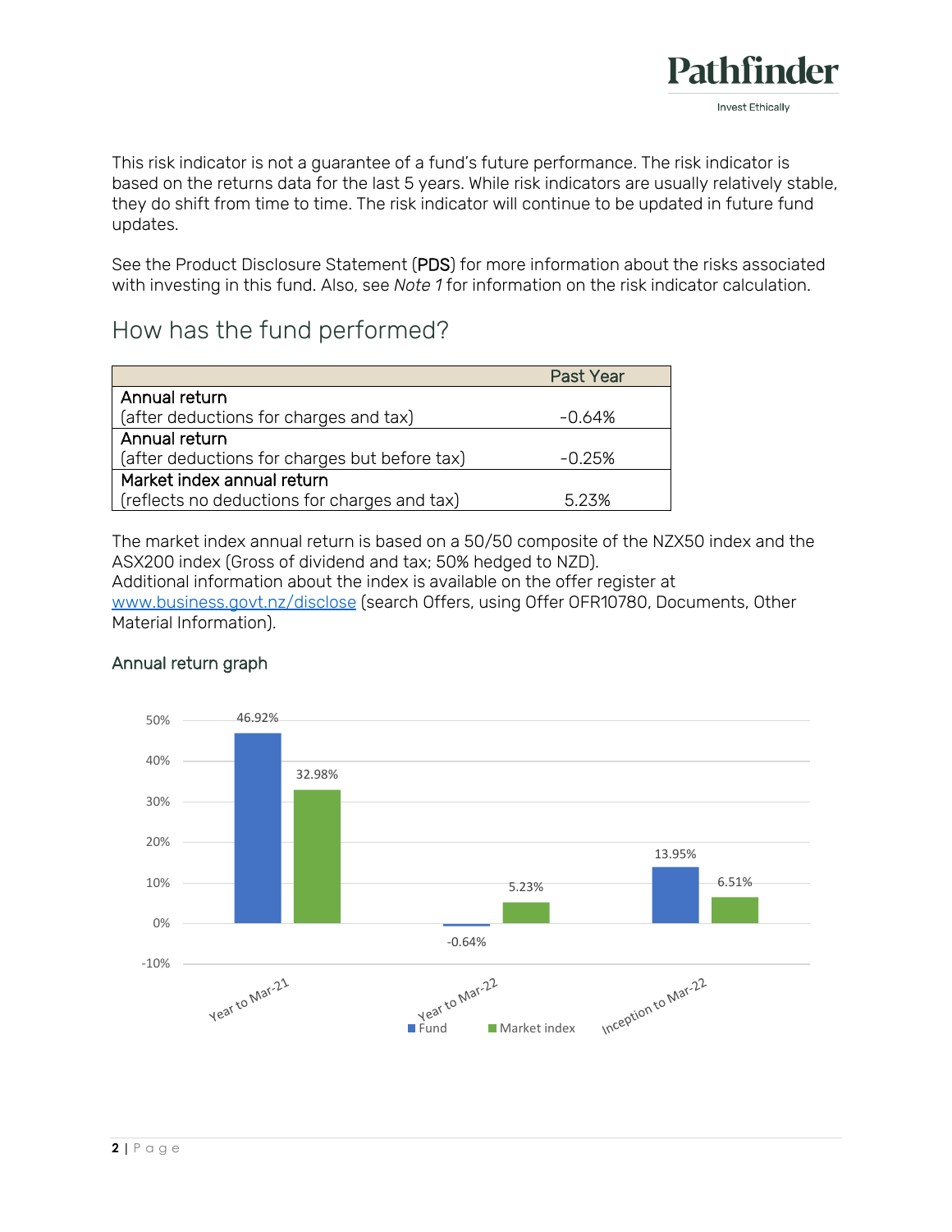This risk indicator is not a guarantee of a fund's future performance. The risk indicator is based on the returns data for the last 5 years. While risk indicators are usually relatively stable, they do shift from time to time. The risk indicator will continue to be updated in future fund updates.

See the Product Disclosure Statement (PDS) for more information about the risks associated with investing in this fund. Also, see *Note 1* for information on the risk indicator calculation.

## How has the fund performed?

| | Past Year |
|---|---|
| Annual return<br>(after deductions for charges and tax) | -0.64% |
| Annual return<br>(after deductions for charges but before tax) | -0.25% |
| Market index annual return<br>(reflects no deductions for charges and tax) | 5.23% |

The market index annual return is based on a 50/50 composite of the NZX50 index and the ASX200 index (Gross of dividend and tax; 50% hedged to NZD).
Additional information about the index is available on the offer register at [www.business.govt.nz/disclose](http://www.business.govt.nz/disclose) (search Offers, using Offer OFR10780, Documents, Other Material Information).

### Annual return graph

| | Fund | Market index |
|---|---|---|
| Year to Mar-21 | 46.92% | 32.98% |
| Year to Mar-22 | -0.64% | 5.23% |
| Inception to Mar-22 | 13.95% | 6.51% |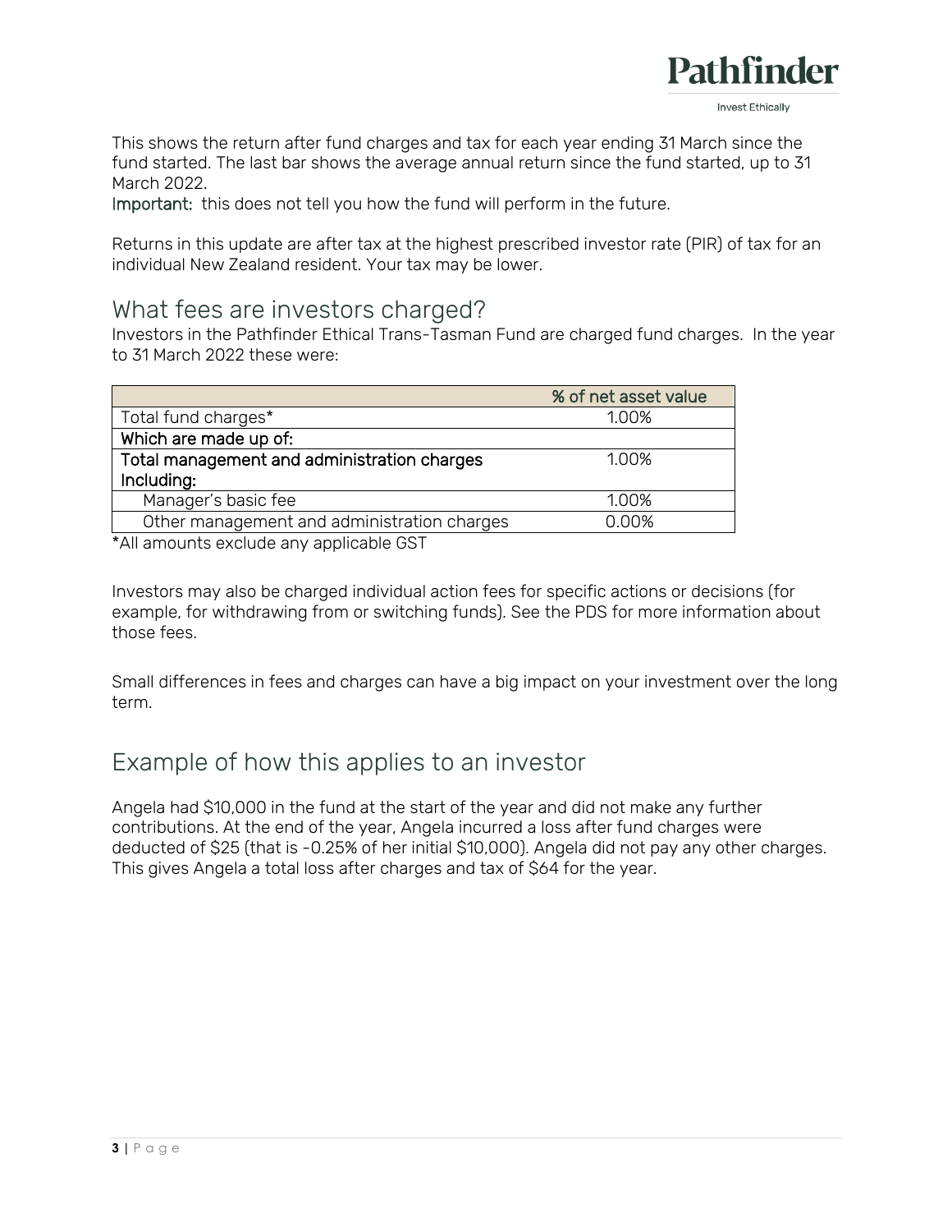This shows the return after fund charges and tax for each year ending 31 March since the fund started. The last bar shows the average annual return since the fund started, up to 31 March 2022.

**Important:** this does not tell you how the fund will perform in the future.

Returns in this update are after tax at the highest prescribed investor rate (PIR) of tax for an individual New Zealand resident. Your tax may be lower.

## What fees are investors charged?

Investors in the Pathfinder Ethical Trans-Tasman Fund are charged fund charges. In the year to 31 March 2022 these were:

| | % of net asset value |
|---|---|
| Total fund charges* | 1.00% |
| **Which are made up of:** | |
| **Total management and administration charges Including:** | 1.00% |
| Manager's basic fee | 1.00% |
| Other management and administration charges | 0.00% |

*All amounts exclude any applicable GST

Investors may also be charged individual action fees for specific actions or decisions (for example, for withdrawing from or switching funds). See the PDS for more information about those fees.

Small differences in fees and charges can have a big impact on your investment over the long term.

## Example of how this applies to an investor

Angela had $10,000 in the fund at the start of the year and did not make any further contributions. At the end of the year, Angela incurred a loss after fund charges were deducted of $25 (that is -0.25% of her initial $10,000). Angela did not pay any other charges. This gives Angela a total loss after charges and tax of $64 for the year.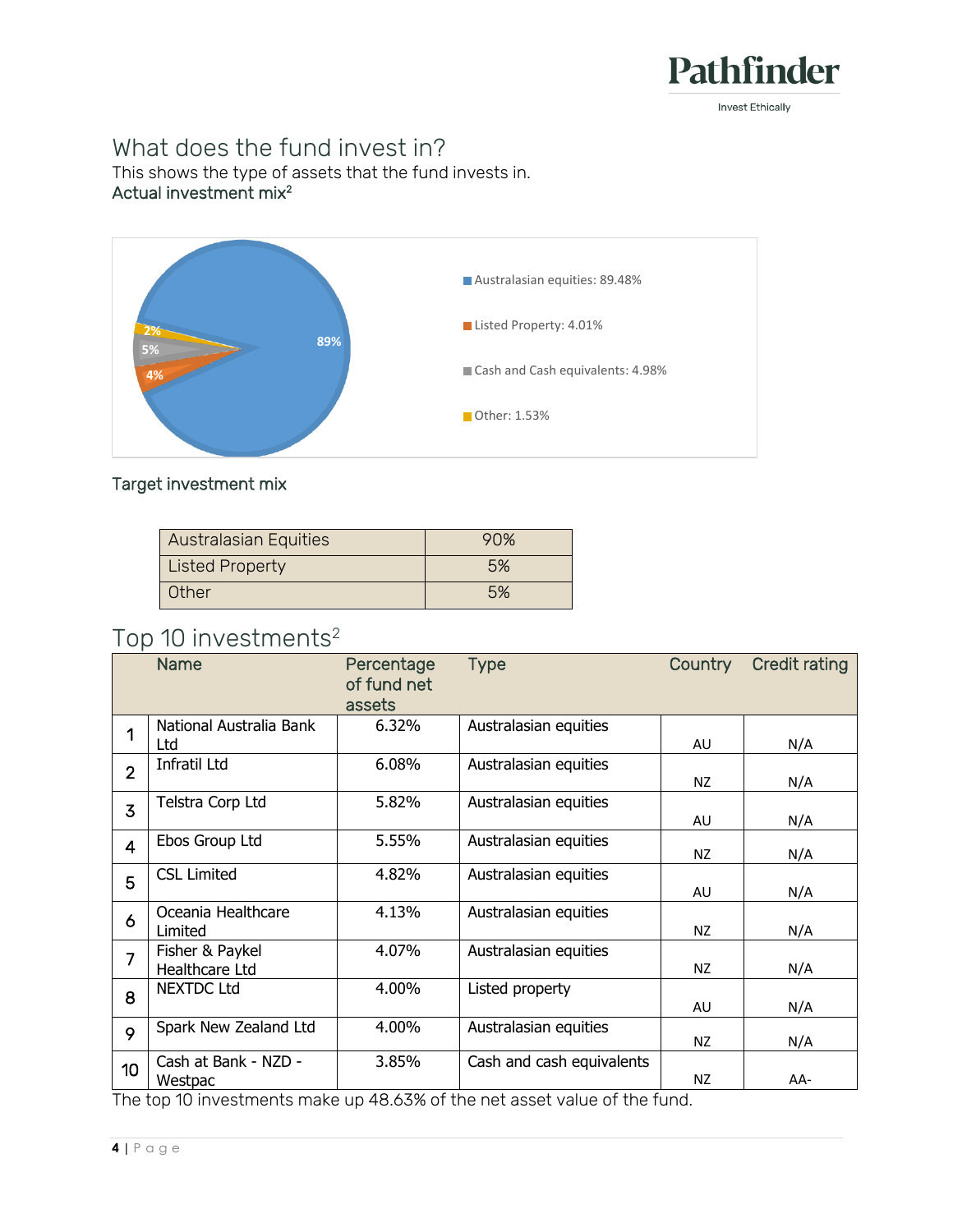## What does the fund invest in?

This shows the type of assets that the fund invests in.

### Actual investment mix[2]

- Australasian equities: 89.48%
- Listed Property: 4.01%
- Cash and Cash equivalents: 4.98%
- Other: 1.53%

### Target investment mix

| Australasian Equities | 90% |
|---|---|
| Listed Property | 5% |
| Other | 5% |

## Top 10 investments[2]

| | Name | Percentage of fund net assets | Type | Country | Credit rating |
|---|---|---|---|---|---|
| 1 | National Australia Bank Ltd | 6.32% | Australasian equities | AU | N/A |
| 2 | Infratil Ltd | 6.08% | Australasian equities | NZ | N/A |
| 3 | Telstra Corp Ltd | 5.82% | Australasian equities | AU | N/A |
| 4 | Ebos Group Ltd | 5.55% | Australasian equities | NZ | N/A |
| 5 | CSL Limited | 4.82% | Australasian equities | AU | N/A |
| 6 | Oceania Healthcare Limited | 4.13% | Australasian equities | NZ | N/A |
| 7 | Fisher & Paykel Healthcare Ltd | 4.07% | Australasian equities | NZ | N/A |
| 8 | NEXTDC Ltd | 4.00% | Listed property | AU | N/A |
| 9 | Spark New Zealand Ltd | 4.00% | Australasian equities | NZ | N/A |
| 10 | Cash at Bank - NZD - Westpac | 3.85% | Cash and cash equivalents | NZ | AA- |

The top 10 investments make up 48.63% of the net asset value of the fund.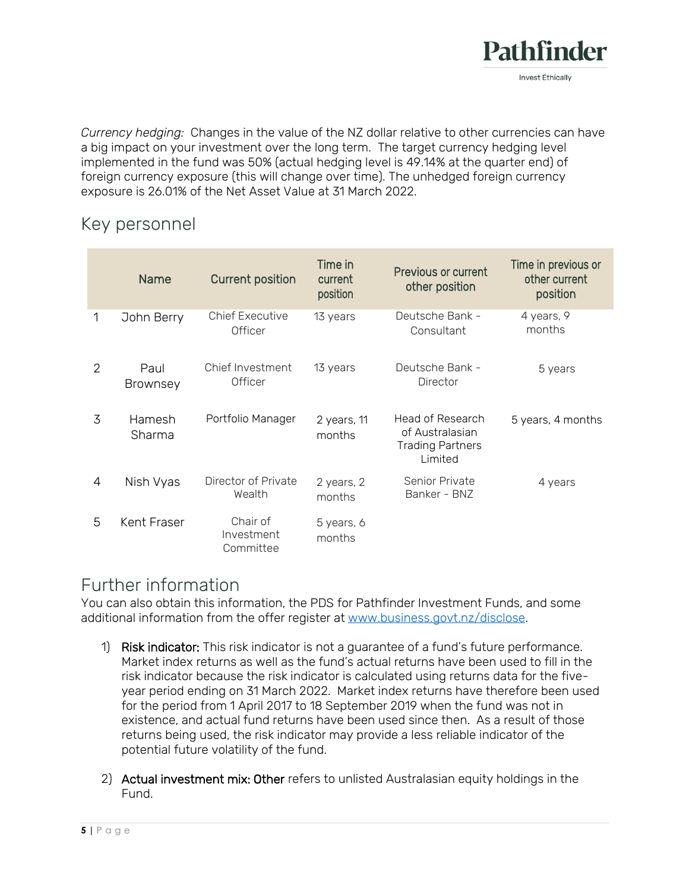*Currency hedging:* Changes in the value of the NZ dollar relative to other currencies can have a big impact on your investment over the long term. The target currency hedging level implemented in the fund was 50% (actual hedging level is 49.14% at the quarter end) of foreign currency exposure (this will change over time). The unhedged foreign currency exposure is 26.01% of the Net Asset Value at 31 March 2022.

## Key personnel

| | Name | Current position | Time in current position | Previous or current other position | Time in previous or other current position |
|---|---|---|---|---|---|
| 1 | John Berry | Chief Executive Officer | 13 years | Deutsche Bank - Consultant | 4 years, 9 months |
| 2 | Paul Brownsey | Chief Investment Officer | 13 years | Deutsche Bank - Director | 5 years |
| 3 | Hamesh Sharma | Portfolio Manager | 2 years, 11 months | Head of Research of Australasian Trading Partners Limited | 5 years, 4 months |
| 4 | Nish Vyas | Director of Private Wealth | 2 years, 2 months | Senior Private Banker - BNZ | 4 years |
| 5 | Kent Fraser | Chair of Investment Committee | 5 years, 6 months | | |

## Further information

You can also obtain this information, the PDS for Pathfinder Investment Funds, and some additional information from the offer register at [www.business.govt.nz/disclose](www.business.govt.nz/disclose).

1) **Risk indicator:** This risk indicator is not a guarantee of a fund's future performance. Market index returns as well as the fund's actual returns have been used to fill in the risk indicator because the risk indicator is calculated using returns data for the five-year period ending on 31 March 2022. Market index returns have therefore been used for the period from 1 April 2017 to 18 September 2019 when the fund was not in existence, and actual fund returns have been used since then. As a result of those returns being used, the risk indicator may provide a less reliable indicator of the potential future volatility of the fund.

2) **Actual investment mix: Other** refers to unlisted Australasian equity holdings in the Fund.